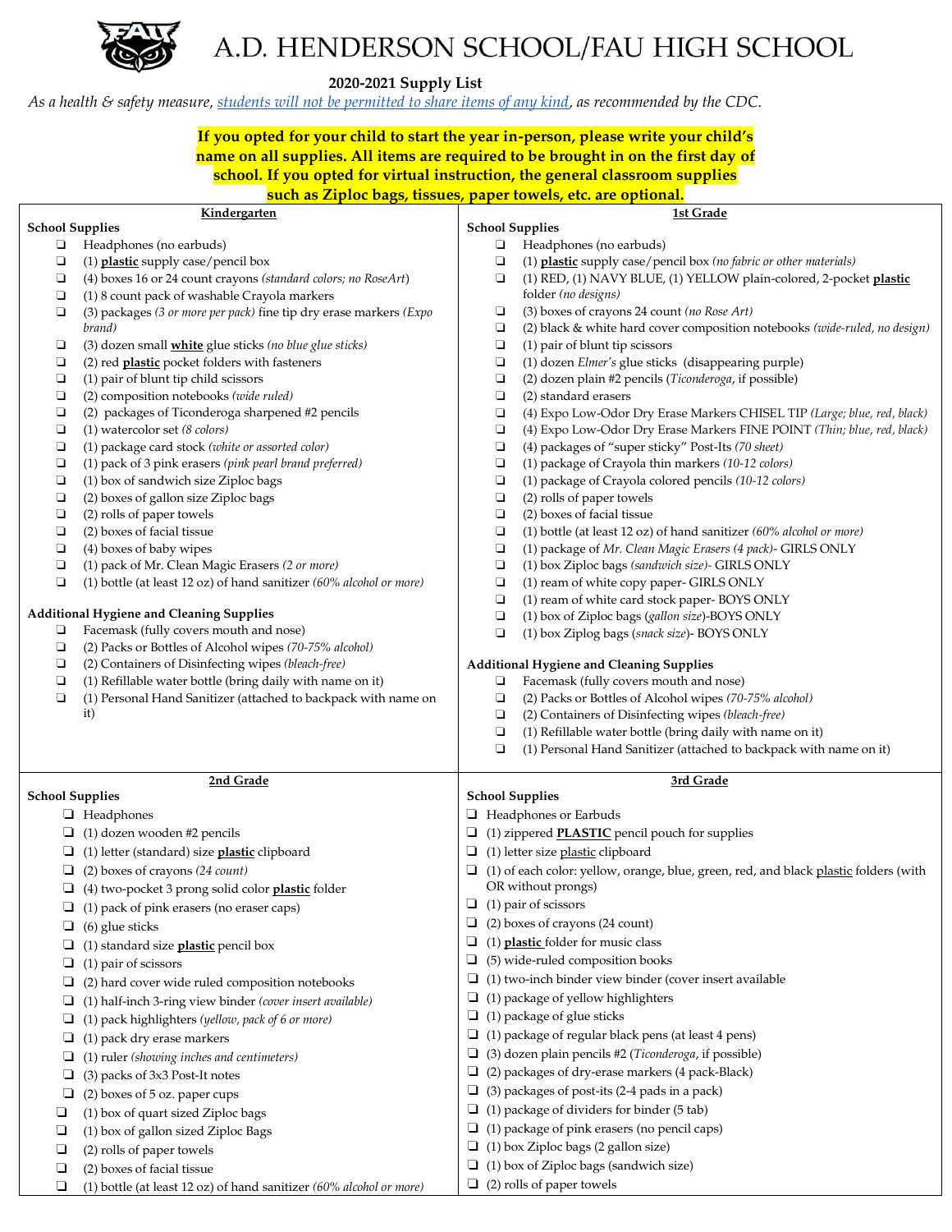# A.D. HENDERSON SCHOOL/FAU HIGH SCHOOL

**2020-2021 Supply List**

*As a health & safety measure, students will not be permitted to share items of any kind, as recommended by the CDC.*

**If you opted for your child to start the year in-person, please write your child's name on all supplies. All items are required to be brought in on the first day of school. If you opted for virtual instruction, the general classroom supplies such as Ziploc bags, tissues, paper towels, etc. are optional.**

## Kindergarten

**School Supplies**

- ❑ Headphones (no earbuds)
- ❑ (1) **plastic** supply case/pencil box
- ❑ (4) boxes 16 or 24 count crayons *(standard colors; no RoseArt)*
- ❑ (1) 8 count pack of washable Crayola markers
- ❑ (3) packages *(3 or more per pack)* fine tip dry erase markers *(Expo brand)*
- ❑ (3) dozen small **white** glue sticks *(no blue glue sticks)*
- ❑ (2) red **plastic** pocket folders with fasteners
- ❑ (1) pair of blunt tip child scissors
- ❑ (2) composition notebooks *(wide ruled)*
- ❑ (2) packages of Ticonderoga sharpened #2 pencils
- ❑ (1) watercolor set *(8 colors)*
- ❑ (1) package card stock *(white or assorted color)*
- ❑ (1) pack of 3 pink erasers *(pink pearl brand preferred)*
- ❑ (1) box of sandwich size Ziploc bags
- ❑ (2) boxes of gallon size Ziploc bags
- ❑ (2) rolls of paper towels
- ❑ (2) boxes of facial tissue
- ❑ (4) boxes of baby wipes
- ❑ (1) pack of Mr. Clean Magic Erasers *(2 or more)*
- ❑ (1) bottle (at least 12 oz) of hand sanitizer *(60% alcohol or more)*

**Additional Hygiene and Cleaning Supplies**

- ❑ Facemask (fully covers mouth and nose)
- ❑ (2) Packs or Bottles of Alcohol wipes *(70-75% alcohol)*
- ❑ (2) Containers of Disinfecting wipes *(bleach-free)*
- ❑ (1) Refillable water bottle (bring daily with name on it)
- ❑ (1) Personal Hand Sanitizer (attached to backpack with name on it)

## 1st Grade

**School Supplies**

- ❑ Headphones (no earbuds)
- ❑ (1) **plastic** supply case/pencil box *(no fabric or other materials)*
- ❑ (1) RED, (1) NAVY BLUE, (1) YELLOW plain-colored, 2-pocket **plastic** folder *(no designs)*
- ❑ (3) boxes of crayons 24 count *(no Rose Art)*
- ❑ (2) black & white hard cover composition notebooks *(wide-ruled, no design)*
- ❑ (1) pair of blunt tip scissors
- ❑ (1) dozen *Elmer's* glue sticks (disappearing purple)
- ❑ (2) dozen plain #2 pencils (*Ticonderoga*, if possible)
- ❑ (2) standard erasers
- ❑ (4) Expo Low-Odor Dry Erase Markers CHISEL TIP *(Large; blue, red, black)*
- ❑ (4) Expo Low-Odor Dry Erase Markers FINE POINT *(Thin; blue, red, black)*
- ❑ (4) packages of "super sticky" Post-Its *(70 sheet)*
- ❑ (1) package of Crayola thin markers *(10-12 colors)*
- ❑ (1) package of Crayola colored pencils *(10-12 colors)*
- ❑ (2) rolls of paper towels
- ❑ (2) boxes of facial tissue
- ❑ (1) bottle (at least 12 oz) of hand sanitizer *(60% alcohol or more)*
- ❑ (1) package of *Mr. Clean Magic Erasers (4 pack)*- GIRLS ONLY
- ❑ (1) box Ziploc bags *(sandwich size)*- GIRLS ONLY
- ❑ (1) ream of white copy paper- GIRLS ONLY
- ❑ (1) ream of white card stock paper- BOYS ONLY
- ❑ (1) box of Ziploc bags (*gallon size*)-BOYS ONLY
- ❑ (1) box Ziplog bags (*snack size*)- BOYS ONLY

**Additional Hygiene and Cleaning Supplies**

- ❑ Facemask (fully covers mouth and nose)
- ❑ (2) Packs or Bottles of Alcohol wipes *(70-75% alcohol)*
- ❑ (2) Containers of Disinfecting wipes *(bleach-free)*
- ❑ (1) Refillable water bottle (bring daily with name on it)
- ❑ (1) Personal Hand Sanitizer (attached to backpack with name on it)

## 2nd Grade

**School Supplies**

- ❑ Headphones
- ❑ (1) dozen wooden #2 pencils
- ❑ (1) letter (standard) size **plastic** clipboard
- ❑ (2) boxes of crayons *(24 count)*
- ❑ (4) two-pocket 3 prong solid color **plastic** folder
- ❑ (1) pack of pink erasers (no eraser caps)
- ❑ (6) glue sticks
- ❑ (1) standard size **plastic** pencil box
- ❑ (1) pair of scissors
- ❑ (2) hard cover wide ruled composition notebooks
- ❑ (1) half-inch 3-ring view binder *(cover insert available)*
- ❑ (1) pack highlighters *(yellow, pack of 6 or more)*
- ❑ (1) pack dry erase markers
- ❑ (1) ruler *(showing inches and centimeters)*
- ❑ (3) packs of 3x3 Post-It notes
- ❑ (2) boxes of 5 oz. paper cups
- ❑ (1) box of quart sized Ziploc bags
- ❑ (1) box of gallon sized Ziploc Bags
- ❑ (2) rolls of paper towels
- ❑ (2) boxes of facial tissue
- ❑ (1) bottle (at least 12 oz) of hand sanitizer *(60% alcohol or more)*

## 3rd Grade

**School Supplies**

- ❑ Headphones or Earbuds
- ❑ (1) zippered **PLASTIC** pencil pouch for supplies
- ❑ (1) letter size plastic clipboard
- ❑ (1) of each color: yellow, orange, blue, green, red, and black plastic folders (with OR without prongs)
- ❑ (1) pair of scissors
- ❑ (2) boxes of crayons (24 count)
- ❑ (1) **plastic** folder for music class
- ❑ (5) wide-ruled composition books
- ❑ (1) two-inch binder view binder (cover insert available)
- ❑ (1) package of yellow highlighters
- ❑ (1) package of glue sticks
- ❑ (1) package of regular black pens (at least 4 pens)
- ❑ (3) dozen plain pencils #2 (*Ticonderoga*, if possible)
- ❑ (2) packages of dry-erase markers (4 pack-Black)
- ❑ (3) packages of post-its (2-4 pads in a pack)
- ❑ (1) package of dividers for binder (5 tab)
- ❑ (1) package of pink erasers (no pencil caps)
- ❑ (1) box Ziploc bags (2 gallon size)
- ❑ (1) box of Ziploc bags (sandwich size)
- ❑ (2) rolls of paper towels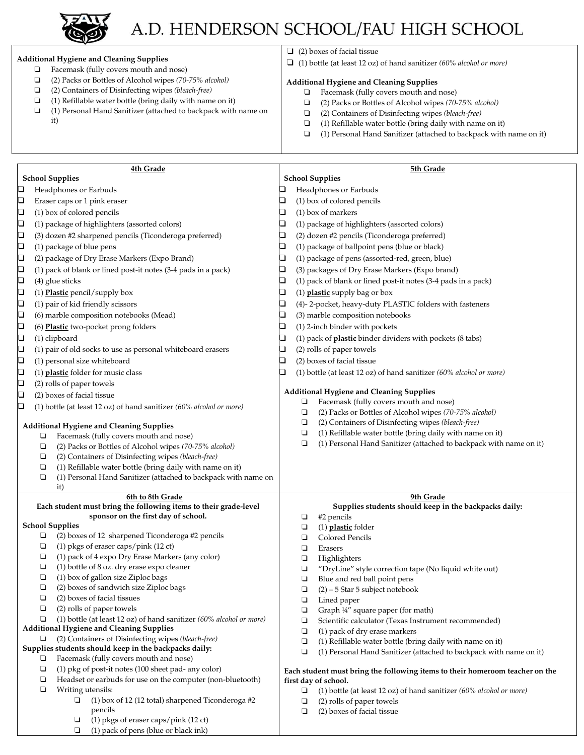# A.D. HENDERSON SCHOOL/FAU HIGH SCHOOL

**Additional Hygiene and Cleaning Supplies**

- ❑ Facemask (fully covers mouth and nose)
- ❑ (2) Packs or Bottles of Alcohol wipes *(70-75% alcohol)*
- ❑ (2) Containers of Disinfecting wipes *(bleach-free)*
- ❑ (1) Refillable water bottle (bring daily with name on it)
- ❑ (1) Personal Hand Sanitizer (attached to backpack with name on it)

- ❑ (2) boxes of facial tissue
- ❑ (1) bottle (at least 12 oz) of hand sanitizer *(60% alcohol or more)*

**Additional Hygiene and Cleaning Supplies**

- ❑ Facemask (fully covers mouth and nose)
- ❑ (2) Packs or Bottles of Alcohol wipes *(70-75% alcohol)*
- ❑ (2) Containers of Disinfecting wipes *(bleach-free)*
- ❑ (1) Refillable water bottle (bring daily with name on it)
- ❑ (1) Personal Hand Sanitizer (attached to backpack with name on it)

## 4th Grade

**School Supplies**

- ❑ Headphones or Earbuds
- ❑ Eraser caps or 1 pink eraser
- ❑ (1) box of colored pencils
- ❑ (1) package of highlighters (assorted colors)
- ❑ (3) dozen #2 sharpened pencils (Ticonderoga preferred)
- ❑ (1) package of blue pens
- ❑ (2) package of Dry Erase Markers (Expo Brand)
- ❑ (1) pack of blank or lined post-it notes (3-4 pads in a pack)
- ❑ (4) glue sticks
- ❑ (1) **Plastic** pencil/supply box
- ❑ (1) pair of kid friendly scissors
- ❑ (6) marble composition notebooks (Mead)
- ❑ (6) **Plastic** two-pocket prong folders
- ❑ (1) clipboard
- ❑ (1) pair of old socks to use as personal whiteboard erasers
- ❑ (1) personal size whiteboard
- ❑ (1) **plastic** folder for music class
- ❑ (2) rolls of paper towels
- ❑ (2) boxes of facial tissue
- ❑ (1) bottle (at least 12 oz) of hand sanitizer *(60% alcohol or more)*

**Additional Hygiene and Cleaning Supplies**

- ❑ Facemask (fully covers mouth and nose)
- ❑ (2) Packs or Bottles of Alcohol wipes *(70-75% alcohol)*
- ❑ (2) Containers of Disinfecting wipes *(bleach-free)*
- ❑ (1) Refillable water bottle (bring daily with name on it)
- ❑ (1) Personal Hand Sanitizer (attached to backpack with name on it)

## 5th Grade

**School Supplies**

- ❑ Headphones or Earbuds
- ❑ (1) box of colored pencils
- ❑ (1) box of markers
- ❑ (1) package of highlighters (assorted colors)
- ❑ (2) dozen #2 pencils (Ticonderoga preferred)
- ❑ (1) package of ballpoint pens (blue or black)
- ❑ (1) package of pens (assorted-red, green, blue)
- ❑ (3) packages of Dry Erase Markers (Expo brand)
- ❑ (1) pack of blank or lined post-it notes (3-4 pads in a pack)
- ❑ (1) **plastic** supply bag or box
- ❑ (4)- 2-pocket, heavy-duty PLASTIC folders with fasteners
- ❑ (3) marble composition notebooks
- ❑ (1) 2-inch binder with pockets
- ❑ (1) pack of **plastic** binder dividers with pockets (8 tabs)
- ❑ (2) rolls of paper towels
- ❑ (2) boxes of facial tissue
- ❑ (1) bottle (at least 12 oz) of hand sanitizer *(60% alcohol or more)*

**Additional Hygiene and Cleaning Supplies**

- ❑ Facemask (fully covers mouth and nose)
- ❑ (2) Packs or Bottles of Alcohol wipes *(70-75% alcohol)*
- ❑ (2) Containers of Disinfecting wipes *(bleach-free)*
- ❑ (1) Refillable water bottle (bring daily with name on it)
- ❑ (1) Personal Hand Sanitizer (attached to backpack with name on it)

## 6th to 8th Grade

**Each student must bring the following items to their grade-level sponsor on the first day of school.**

**School Supplies**

- ❑ (2) boxes of 12 sharpened Ticonderoga #2 pencils
- ❑ (1) pkgs of eraser caps/pink (12 ct)
- ❑ (1) pack of 4 expo Dry Erase Markers (any color)
- ❑ (1) bottle of 8 oz. dry erase expo cleaner
- ❑ (1) box of gallon size Ziploc bags
- ❑ (2) boxes of sandwich size Ziploc bags
- ❑ (2) boxes of facial tissues
- ❑ (2) rolls of paper towels
- ❑ (1) bottle (at least 12 oz) of hand sanitizer *(60% alcohol or more)*

**Additional Hygiene and Cleaning Supplies**

- ❑ (2) Containers of Disinfecting wipes *(bleach-free)*

**Supplies students should keep in the backpacks daily:**

- ❑ Facemask (fully covers mouth and nose)
- ❑ (1) pkg of post-it notes (100 sheet pad- any color)
- ❑ Headset or earbuds for use on the computer (non-bluetooth)
- ❑ Writing utensils:
  - ❑ (1) box of 12 (12 total) sharpened Ticonderoga #2 pencils
  - ❑ (1) pkgs of eraser caps/pink (12 ct)
  - ❑ (1) pack of pens (blue or black ink)

## 9th Grade

**Supplies students should keep in the backpacks daily:**

- ❑ #2 pencils
- ❑ (1) **plastic** folder
- ❑ Colored Pencils
- ❑ Erasers
- ❑ Highlighters
- ❑ "DryLine" style correction tape (No liquid white out)
- ❑ Blue and red ball point pens
- ❑ (2) – 5 Star 5 subject notebook
- ❑ Lined paper
- ❑ Graph ¼" square paper (for math)
- ❑ Scientific calculator (Texas Instrument recommended)
- ❑ (1) pack of dry erase markers
- ❑ (1) Refillable water bottle (bring daily with name on it)
- ❑ (1) Personal Hand Sanitizer (attached to backpack with name on it)

**Each student must bring the following items to their homeroom teacher on the first day of school.**

- ❑ (1) bottle (at least 12 oz) of hand sanitizer *(60% alcohol or more)*
- ❑ (2) rolls of paper towels
- ❑ (2) boxes of facial tissue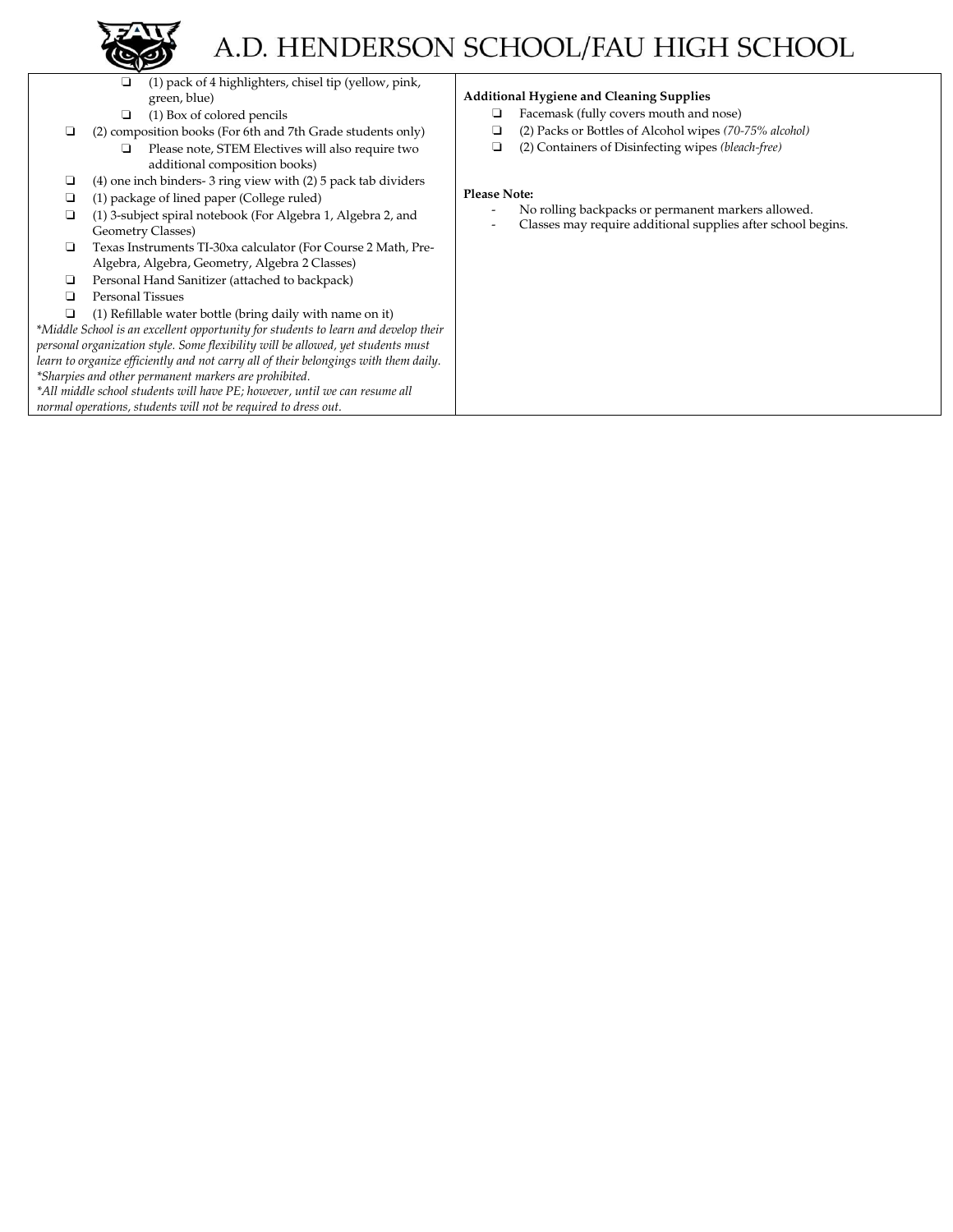- (1) pack of 4 highlighters, chisel tip (yellow, pink, green, blue)
  - (1) Box of colored pencils
- (2) composition books (For 6th and 7th Grade students only)
  - Please note, STEM Electives will also require two additional composition books)
- (4) one inch binders- 3 ring view with (2) 5 pack tab dividers
- (1) package of lined paper (College ruled)
- (1) 3-subject spiral notebook (For Algebra 1, Algebra 2, and Geometry Classes)
- Texas Instruments TI-30xa calculator (For Course 2 Math, Pre-Algebra, Algebra, Geometry, Algebra 2 Classes)
- Personal Hand Sanitizer (attached to backpack)
- Personal Tissues
- (1) Refillable water bottle (bring daily with name on it)

*\*Middle School is an excellent opportunity for students to learn and develop their personal organization style. Some flexibility will be allowed, yet students must learn to organize efficiently and not carry all of their belongings with them daily.*
*\*Sharpies and other permanent markers are prohibited.*
*\*All middle school students will have PE; however, until we can resume all normal operations, students will not be required to dress out.*

**Additional Hygiene and Cleaning Supplies**

- Facemask (fully covers mouth and nose)
- (2) Packs or Bottles of Alcohol wipes *(70-75% alcohol)*
- (2) Containers of Disinfecting wipes *(bleach-free)*

**Please Note:**

- No rolling backpacks or permanent markers allowed.
- Classes may require additional supplies after school begins.